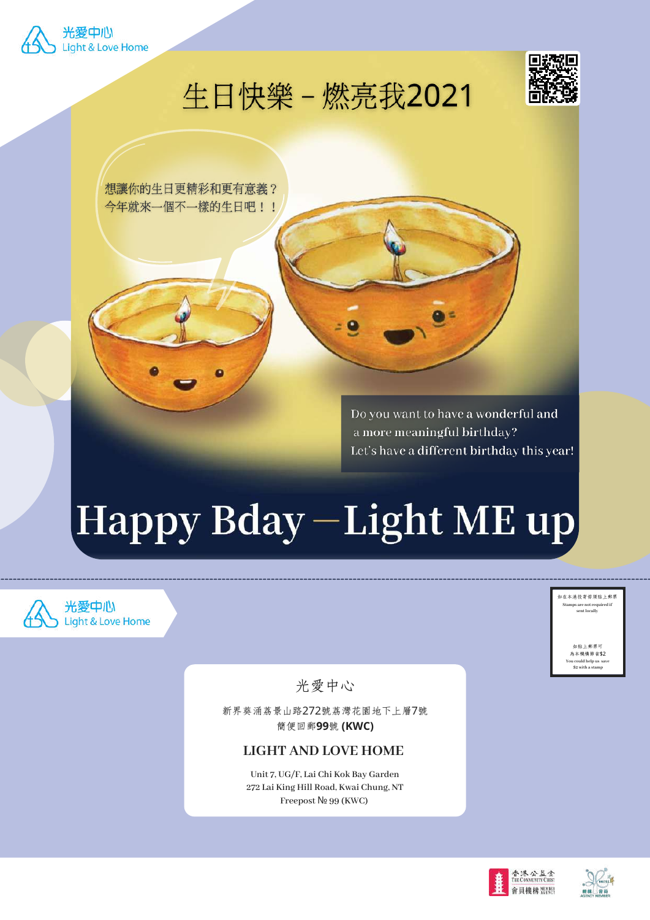光愛中心
Light & Love Home

# 生日快樂－燃亮我2021

想讓你的生日更精彩和更有意義？
今年就來一個不一樣的生日吧！！

Do you want to have a wonderful and a more meaningful birthday?
Let's have a different birthday this year!

# Happy Bday – Light ME up

---

光愛中心
Light & Love Home

如在本港投寄毋須貼上郵票
Stamps are not required if sent locally

如貼上郵票可為本機構節省$2
You could help us save $2 with a stamp

光愛中心

新界葵涌荔景山路272號荔灣花園地下上層7號
簡便回郵**99**號 **(KWC)**

**LIGHT AND LOVE HOME**

Unit 7, UG/F, Lai Chi Kok Bay Garden
272 Lai King Hill Road, Kwai Chung, NT
Freepost № 99 (KWC)

香港公益金會員機構 The Community Chest Member Agency

HKCSS 機構會員 Agency Member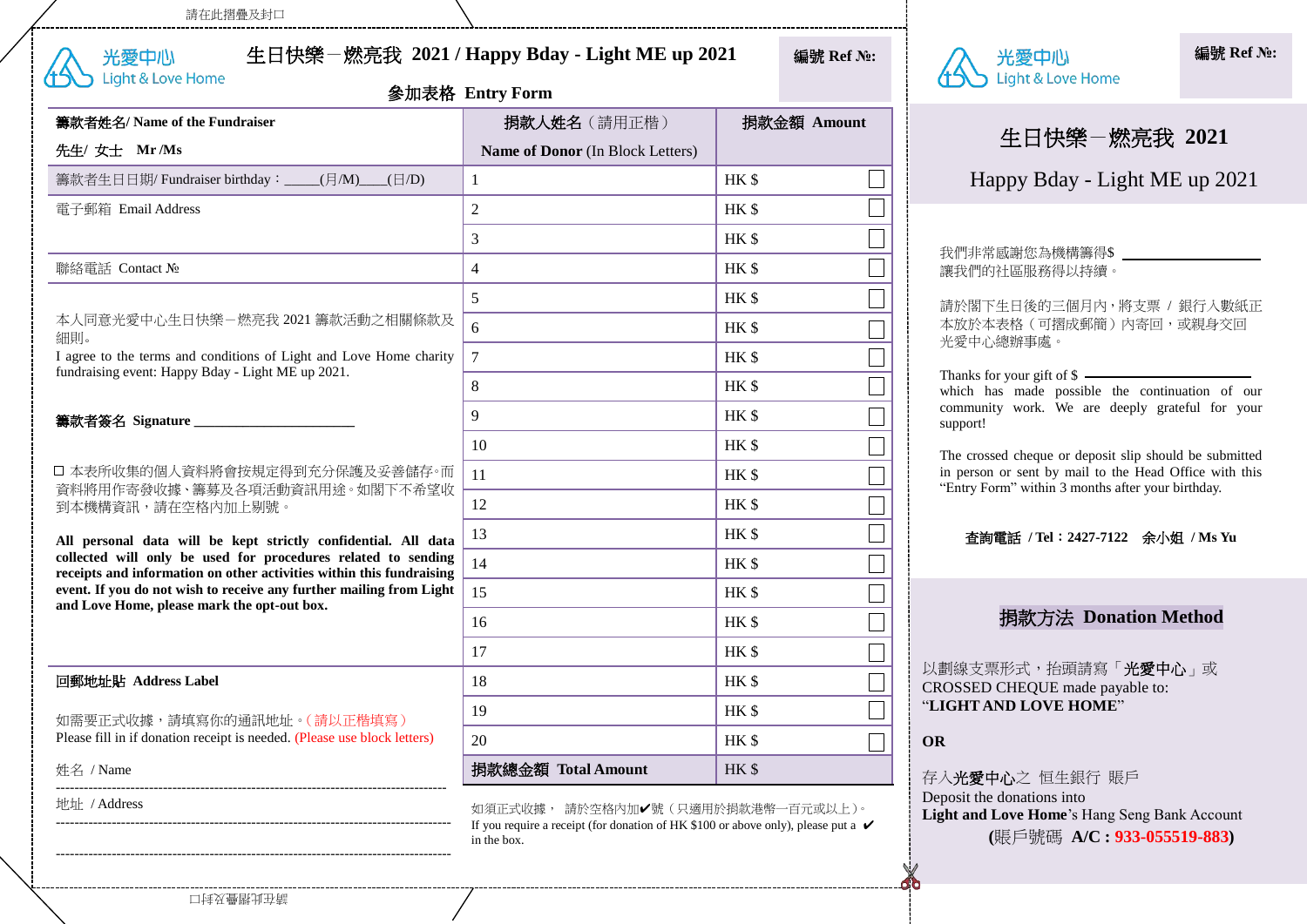請在此摺疊及封口

光愛中心 Light & Love Home

# 生日快樂－燃亮我 2021 / Happy Bday - Light ME up 2021

**編號 Ref №:**

## 參加表格 Entry Form

**籌款者姓名/ Name of the Fundraiser**

先生/ 女士 Mr /Ms

籌款者生日日期/ Fundraiser birthday：_____(月/M)____(日/D)

電子郵箱 Email Address

聯絡電話 Contact №

本人同意光愛中心生日快樂－燃亮我 2021 籌款活動之相關條款及細則。

I agree to the terms and conditions of Light and Love Home charity fundraising event: Happy Bday - Light ME up 2021.

**籌款者簽名 Signature** ____________________

☐ 本表所收集的個人資料將會按規定得到充分保護及妥善儲存。而資料將用作寄發收據、籌募及各項活動資訊用途。如閣下不希望收到本機構資訊，請在空格內加上剔號。

**All personal data will be kept strictly confidential. All data collected will only be used for procedures related to sending receipts and information on other activities within this fundraising event. If you do not wish to receive any further mailing from Light and Love Home, please mark the opt-out box.**

**回郵地址貼 Address Label**

如需要正式收據，請填寫你的通訊地址。(請以正楷填寫)

Please fill in if donation receipt is needed. (Please use block letters)

姓名 / Name

-------------------------------------------------------------------

地址 / Address

-------------------------------------------------------------------

-------------------------------------------------------------------

| 捐款人姓名（請用正楷）Name of Donor (In Block Letters) | 捐款金額 Amount | |
|---|---|---|
| 1 | HK $ | ☐ |
| 2 | HK $ | ☐ |
| 3 | HK $ | ☐ |
| 4 | HK $ | ☐ |
| 5 | HK $ | ☐ |
| 6 | HK $ | ☐ |
| 7 | HK $ | ☐ |
| 8 | HK $ | ☐ |
| 9 | HK $ | ☐ |
| 10 | HK $ | ☐ |
| 11 | HK $ | ☐ |
| 12 | HK $ | ☐ |
| 13 | HK $ | ☐ |
| 14 | HK $ | ☐ |
| 15 | HK $ | ☐ |
| 16 | HK $ | ☐ |
| 17 | HK $ | ☐ |
| 18 | HK $ | ☐ |
| 19 | HK $ | ☐ |
| 20 | HK $ | ☐ |
| **捐款總金額 Total Amount** | HK $ | |

如須正式收據， 請於空格內加✔號（只適用於捐款港幣一百元或以上）。
If you require a receipt (for donation of HK $100 or above only), please put a ✔ in the box.

光愛中心 Light & Love Home

**編號 Ref №:**

# 生日快樂－燃亮我 2021

# Happy Bday - Light ME up 2021

我們非常感謝您為機構籌得$ ____________ 讓我們的社區服務得以持續。

請於閣下生日後的三個月內，將支票 / 銀行入數紙正本放於本表格（可摺成郵簡）內寄回，或親身交回光愛中心總辦事處。

Thanks for your gift of $ ____________ which has made possible the continuation of our community work. We are deeply grateful for your support!

The crossed cheque or deposit slip should be submitted in person or sent by mail to the Head Office with this “Entry Form” within 3 months after your birthday.

**查詢電話 / Tel：2427-7122 余小姐 / Ms Yu**

## 捐款方法 Donation Method

以劃線支票形式，抬頭請寫「**光愛中心**」或
CROSSED CHEQUE made payable to:
“**LIGHT AND LOVE HOME**”

**OR**

存入**光愛中心**之 恒生銀行 賬戶
Deposit the donations into
**Light and Love Home**’s Hang Seng Bank Account
**(**賬戶號碼 **A/C : 933-055519-883)**

口挂至疊閣卦引翟